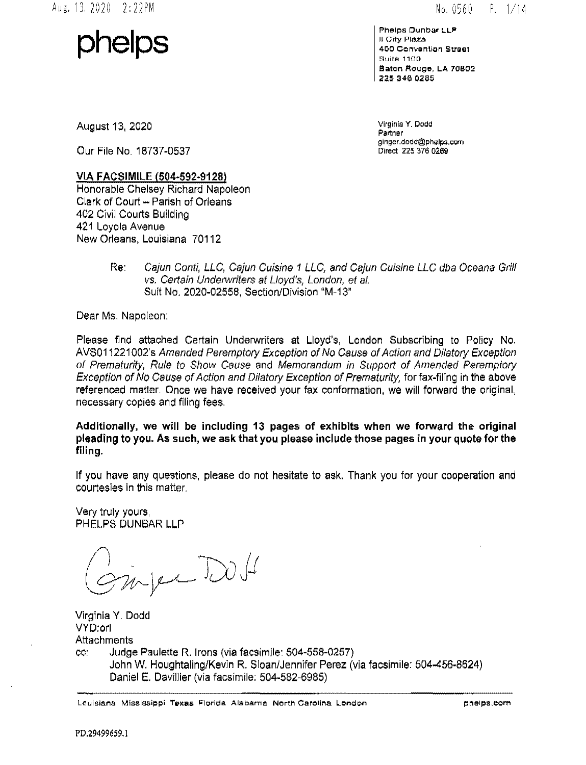phelps

Phelps Dunbar LLP
II City Plaza
400 Convention Street
Suite 1100
Baton Rouge, LA 70802
225 346 0285

August 13, 2020

Our File No. 18737-0537

Virginia Y. Dodd
Partner
ginger.dodd@phelps.com
Direct 225 376 0269

**VIA FACSIMILE (504-592-9128)**
Honorable Chelsey Richard Napoleon
Clerk of Court – Parish of Orleans
402 Civil Courts Building
421 Loyola Avenue
New Orleans, Louisiana 70112

Re: *Cajun Conti, LLC, Cajun Cuisine 1 LLC, and Cajun Cuisine LLC dba Oceana Grill vs. Certain Underwriters at Lloyd's, London, et al.*
Suit No. 2020-02558, Section/Division "M-13"

Dear Ms. Napoleon:

Please find attached Certain Underwriters at Lloyd's, London Subscribing to Policy No. AVS011221002's *Amended Peremptory Exception of No Cause of Action and Dilatory Exception of Prematurity, Rule to Show Cause* and *Memorandum in Support of Amended Peremptory Exception of No Cause of Action and Dilatory Exception of Prematurity*, for fax-filing in the above referenced matter. Once we have received your fax conformation, we will forward the original, necessary copies and filing fees.

**Additionally, we will be including 13 pages of exhibits when we forward the original pleading to you. As such, we ask that you please include those pages in your quote for the filing.**

If you have any questions, please do not hesitate to ask. Thank you for your cooperation and courtesies in this matter.

Very truly yours,
PHELPS DUNBAR LLP

Virginia Y. Dodd
VYD:orl
Attachments
cc: Judge Paulette R. Irons (via facsimile: 504-558-0257)
John W. Houghtaling/Kevin R. Sloan/Jennifer Perez (via facsimile: 504-456-8624)
Daniel E. Davillier (via facsimile: 504-582-6985)

Louisiana Mississippi Texas Florida Alabama North Carolina London phelps.com

PD.29499659.1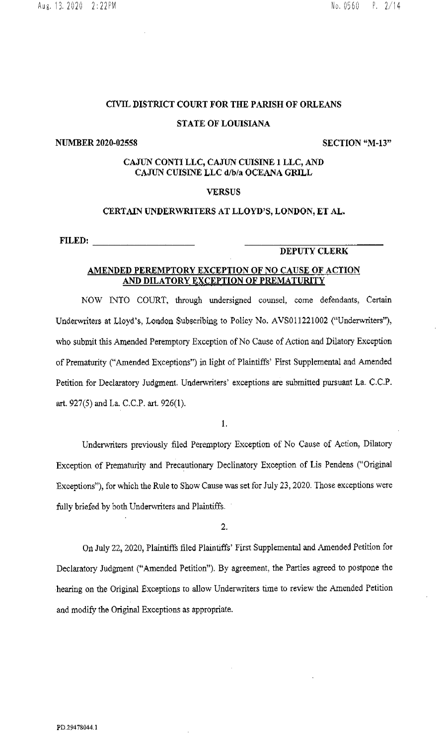**CIVIL DISTRICT COURT FOR THE PARISH OF ORLEANS**

**STATE OF LOUISIANA**

**NUMBER 2020-02558** **SECTION "M-13"**

**CAJUN CONTI LLC, CAJUN CUISINE 1 LLC, AND CAJUN CUISINE LLC d/b/a OCEANA GRILL**

**VERSUS**

**CERTAIN UNDERWRITERS AT LLOYD'S, LONDON, ET AL.**

**FILED:** ______________________ ______________________
**DEPUTY CLERK**

**AMENDED PEREMPTORY EXCEPTION OF NO CAUSE OF ACTION AND DILATORY EXCEPTION OF PREMATURITY**

NOW INTO COURT, through undersigned counsel, come defendants, Certain Underwriters at Lloyd's, London Subscribing to Policy No. AVS011221002 ("Underwriters"), who submit this Amended Peremptory Exception of No Cause of Action and Dilatory Exception of Prematurity ("Amended Exceptions") in light of Plaintiffs' First Supplemental and Amended Petition for Declaratory Judgment. Underwriters' exceptions are submitted pursuant La. C.C.P. art. 927(5) and La. C.C.P. art. 926(1).

1.

Underwriters previously filed Peremptory Exception of No Cause of Action, Dilatory Exception of Prematurity and Precautionary Declinatory Exception of Lis Pendens ("Original Exceptions"), for which the Rule to Show Cause was set for July 23, 2020. Those exceptions were fully briefed by both Underwriters and Plaintiffs.

2.

On July 22, 2020, Plaintiffs filed Plaintiffs' First Supplemental and Amended Petition for Declaratory Judgment ("Amended Petition"). By agreement, the Parties agreed to postpone the hearing on the Original Exceptions to allow Underwriters time to review the Amended Petition and modify the Original Exceptions as appropriate.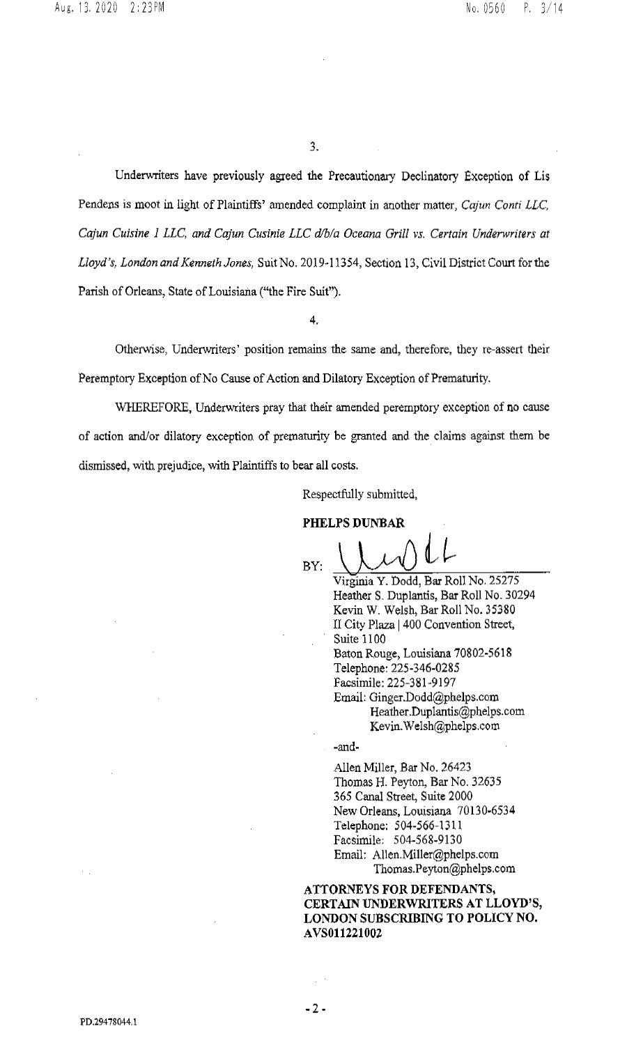3.

Underwriters have previously agreed the Precautionary Declinatory Exception of Lis Pendens is moot in light of Plaintiffs' amended complaint in another matter, *Cajun Conti LLC, Cajun Cuisine 1 LLC, and Cajun Cusinie LLC d/b/a Oceana Grill vs. Certain Underwriters at Lloyd's, London and Kenneth Jones,* Suit No. 2019-11354, Section 13, Civil District Court for the Parish of Orleans, State of Louisiana ("the Fire Suit").

4.

Otherwise, Underwriters' position remains the same and, therefore, they re-assert their Peremptory Exception of No Cause of Action and Dilatory Exception of Prematurity.

WHEREFORE, Underwriters pray that their amended peremptory exception of no cause of action and/or dilatory exception of prematurity be granted and the claims against them be dismissed, with prejudice, with Plaintiffs to bear all costs.

Respectfully submitted,

**PHELPS DUNBAR**

BY: ______________________

Virginia Y. Dodd, Bar Roll No. 25275
Heather S. Duplantis, Bar Roll No. 30294
Kevin W. Welsh, Bar Roll No. 35380
II City Plaza | 400 Convention Street, Suite 1100
Baton Rouge, Louisiana 70802-5618
Telephone: 225-346-0285
Facsimile: 225-381-9197
Email: Ginger.Dodd@phelps.com
Heather.Duplantis@phelps.com
Kevin.Welsh@phelps.com

-and-

Allen Miller, Bar No. 26423
Thomas H. Peyton, Bar No. 32635
365 Canal Street, Suite 2000
New Orleans, Louisiana 70130-6534
Telephone: 504-566-1311
Facsimile: 504-568-9130
Email: Allen.Miller@phelps.com
Thomas.Peyton@phelps.com

**ATTORNEYS FOR DEFENDANTS, CERTAIN UNDERWRITERS AT LLOYD'S, LONDON SUBSCRIBING TO POLICY NO. AVS011221002**

PD.29478044.1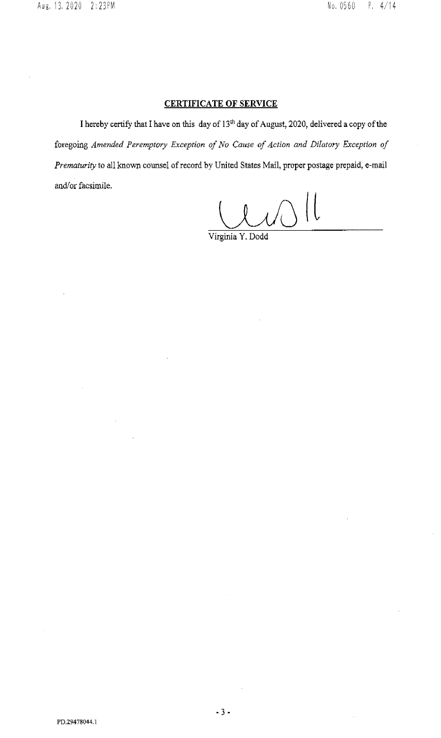## CERTIFICATE OF SERVICE

I hereby certify that I have on this day of 13th day of August, 2020, delivered a copy of the foregoing *Amended Peremptory Exception of No Cause of Action and Dilatory Exception of Prematurity* to all known counsel of record by United States Mail, proper postage prepaid, e-mail and/or facsimile.

Virginia Y. Dodd

PD.29478044.1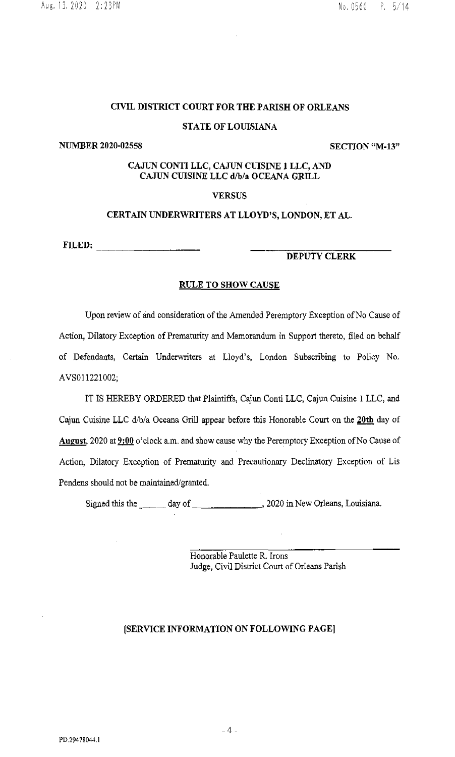**CIVIL DISTRICT COURT FOR THE PARISH OF ORLEANS**

**STATE OF LOUISIANA**

**NUMBER 2020-02558** **SECTION "M-13"**

**CAJUN CONTI LLC, CAJUN CUISINE 1 LLC, AND CAJUN CUISINE LLC d/b/a OCEANA GRILL**

**VERSUS**

**CERTAIN UNDERWRITERS AT LLOYD'S, LONDON, ET AL.**

**FILED:** ______________________ ______________________________

**DEPUTY CLERK**

## RULE TO SHOW CAUSE

Upon review of and consideration of the Amended Peremptory Exception of No Cause of Action, Dilatory Exception of Prematurity and Memorandum in Support thereto, filed on behalf of Defendants, Certain Underwriters at Lloyd's, London Subscribing to Policy No. AVS011221002;

IT IS HEREBY ORDERED that Plaintiffs, Cajun Conti LLC, Cajun Cuisine 1 LLC, and Cajun Cuisine LLC d/b/a Oceana Grill appear before this Honorable Court on the **20th** day of **August**, 2020 at **9:00** o'clock a.m. and show cause why the Peremptory Exception of No Cause of Action, Dilatory Exception of Prematurity and Precautionary Declinatory Exception of Lis Pendens should not be maintained/granted.

Signed this the ______ day of ______________, 2020 in New Orleans, Louisiana.

______________________________

Honorable Paulette R. Irons
Judge, Civil District Court of Orleans Parish

**[SERVICE INFORMATION ON FOLLOWING PAGE]**

PD.29478044.1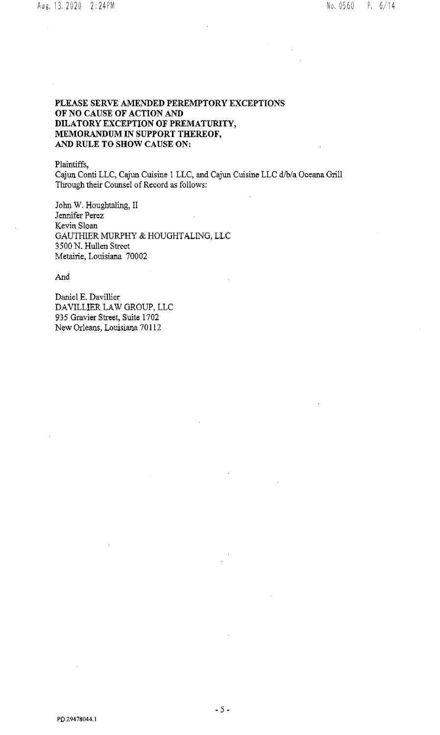**PLEASE SERVE AMENDED PEREMPTORY EXCEPTIONS OF NO CAUSE OF ACTION AND DILATORY EXCEPTION OF PREMATURITY, MEMORANDUM IN SUPPORT THEREOF, AND RULE TO SHOW CAUSE ON:**

Plaintiffs,
Cajun Conti LLC, Cajun Cuisine 1 LLC, and Cajun Cuisine LLC d/b/a Oceana Grill
Through their Counsel of Record as follows:

John W. Houghtaling, II
Jennifer Perez
Kevin Sloan
GAUTHIER MURPHY & HOUGHTALING, LLC
3500 N. Hullen Street
Metairie, Louisiana 70002

And

Daniel E. Davillier
DAVILLIER LAW GROUP, LLC
935 Gravier Street, Suite 1702
New Orleans, Louisiana 70112

PD.29478044.1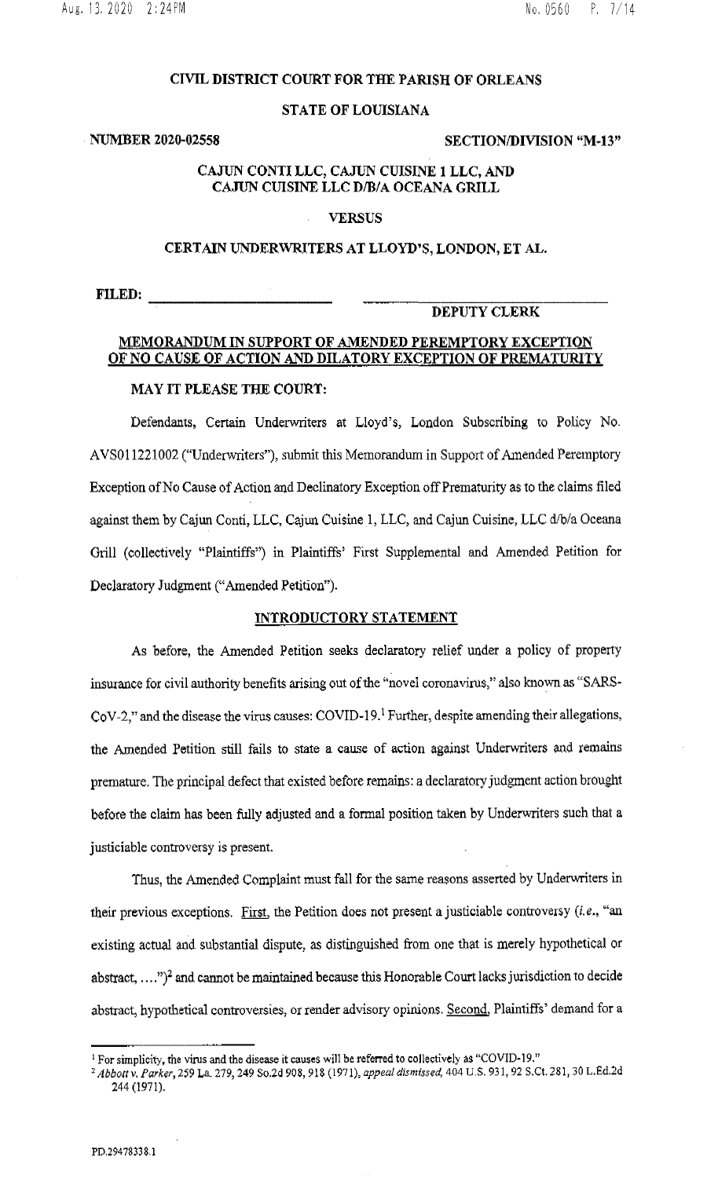**CIVIL DISTRICT COURT FOR THE PARISH OF ORLEANS**

**STATE OF LOUISIANA**

**NUMBER 2020-02558** **SECTION/DIVISION "M-13"**

**CAJUN CONTI LLC, CAJUN CUISINE 1 LLC, AND CAJUN CUISINE LLC D/B/A OCEANA GRILL**

**VERSUS**

**CERTAIN UNDERWRITERS AT LLOYD'S, LONDON, ET AL.**

**FILED:** ______________________ ______________________
**DEPUTY CLERK**

## MEMORANDUM IN SUPPORT OF AMENDED PEREMPTORY EXCEPTION OF NO CAUSE OF ACTION AND DILATORY EXCEPTION OF PREMATURITY

**MAY IT PLEASE THE COURT:**

Defendants, Certain Underwriters at Lloyd's, London Subscribing to Policy No. AVS011221002 ("Underwriters"), submit this Memorandum in Support of Amended Peremptory Exception of No Cause of Action and Declinatory Exception off Prematurity as to the claims filed against them by Cajun Conti, LLC, Cajun Cuisine 1, LLC, and Cajun Cuisine, LLC d/b/a Oceana Grill (collectively "Plaintiffs") in Plaintiffs' First Supplemental and Amended Petition for Declaratory Judgment ("Amended Petition").

## INTRODUCTORY STATEMENT

As before, the Amended Petition seeks declaratory relief under a policy of property insurance for civil authority benefits arising out of the "novel coronavirus," also known as "SARS-CoV-2," and the disease the virus causes: COVID-19.[1] Further, despite amending their allegations, the Amended Petition still fails to state a cause of action against Underwriters and remains premature. The principal defect that existed before remains: a declaratory judgment action brought before the claim has been fully adjusted and a formal position taken by Underwriters such that a justiciable controversy is present.

Thus, the Amended Complaint must fall for the same reasons asserted by Underwriters in their previous exceptions. First, the Petition does not present a justiciable controversy (*i.e.*, "an existing actual and substantial dispute, as distinguished from one that is merely hypothetical or abstract, ....")[2] and cannot be maintained because this Honorable Court lacks jurisdiction to decide abstract, hypothetical controversies, or render advisory opinions. Second, Plaintiffs' demand for a

---

[1] For simplicity, the virus and the disease it causes will be referred to collectively as "COVID-19."

[2] *Abbott v. Parker*, 259 La. 279, 249 So.2d 908, 918 (1971), *appeal dismissed*, 404 U.S. 931, 92 S.Ct. 281, 30 L.Ed.2d 244 (1971).

PD.29478338.1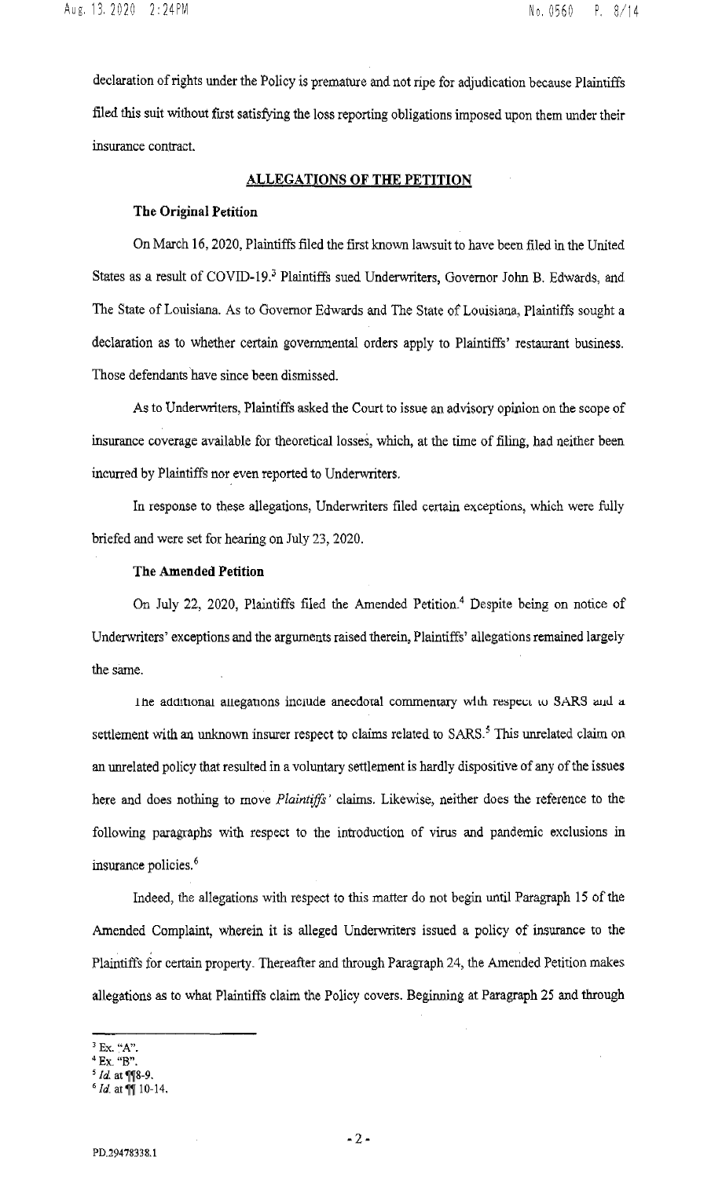declaration of rights under the Policy is premature and not ripe for adjudication because Plaintiffs filed this suit without first satisfying the loss reporting obligations imposed upon them under their insurance contract.

## ALLEGATIONS OF THE PETITION

### The Original Petition

On March 16, 2020, Plaintiffs filed the first known lawsuit to have been filed in the United States as a result of COVID-19.[3] Plaintiffs sued Underwriters, Governor John B. Edwards, and The State of Louisiana. As to Governor Edwards and The State of Louisiana, Plaintiffs sought a declaration as to whether certain governmental orders apply to Plaintiffs' restaurant business. Those defendants have since been dismissed.

As to Underwriters, Plaintiffs asked the Court to issue an advisory opinion on the scope of insurance coverage available for theoretical losses, which, at the time of filing, had neither been incurred by Plaintiffs nor even reported to Underwriters.

In response to these allegations, Underwriters filed certain exceptions, which were fully briefed and were set for hearing on July 23, 2020.

### The Amended Petition

On July 22, 2020, Plaintiffs filed the Amended Petition.[4] Despite being on notice of Underwriters' exceptions and the arguments raised therein, Plaintiffs' allegations remained largely the same.

The additional allegations include anecdotal commentary with respect to SARS and a settlement with an unknown insurer respect to claims related to SARS.[5] This unrelated claim on an unrelated policy that resulted in a voluntary settlement is hardly dispositive of any of the issues here and does nothing to move *Plaintiffs'* claims. Likewise, neither does the reference to the following paragraphs with respect to the introduction of virus and pandemic exclusions in insurance policies.[6]

Indeed, the allegations with respect to this matter do not begin until Paragraph 15 of the Amended Complaint, wherein it is alleged Underwriters issued a policy of insurance to the Plaintiffs for certain property. Thereafter and through Paragraph 24, the Amended Petition makes allegations as to what Plaintiffs claim the Policy covers. Beginning at Paragraph 25 and through

---

[3] Ex. "A".

[4] Ex. "B".

[5] *Id.* at ¶¶8-9.

[6] *Id.* at ¶¶ 10-14.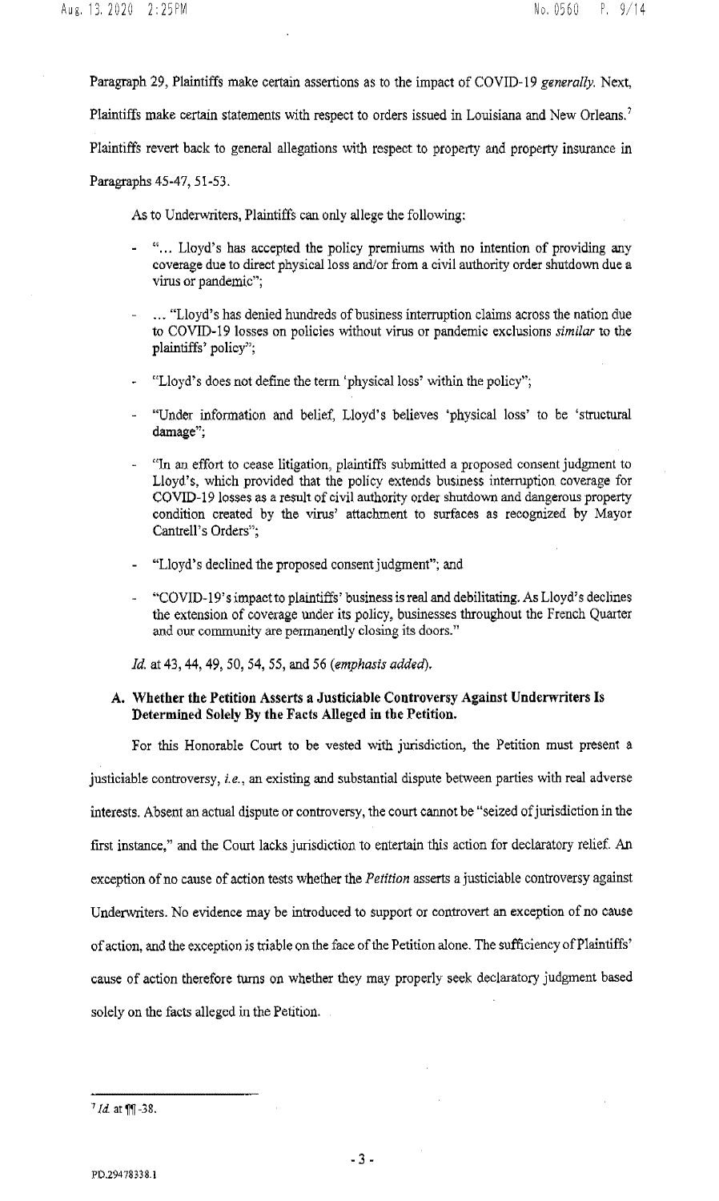Paragraph 29, Plaintiffs make certain assertions as to the impact of COVID-19 *generally*. Next, Plaintiffs make certain statements with respect to orders issued in Louisiana and New Orleans.[7] Plaintiffs revert back to general allegations with respect to property and property insurance in Paragraphs 45-47, 51-53.

As to Underwriters, Plaintiffs can only allege the following:

- "... Lloyd's has accepted the policy premiums with no intention of providing any coverage due to direct physical loss and/or from a civil authority order shutdown due a virus or pandemic";
- ... "Lloyd's has denied hundreds of business interruption claims across the nation due to COVID-19 losses on policies without virus or pandemic exclusions *similar* to the plaintiffs' policy";
- "Lloyd's does not define the term 'physical loss' within the policy";
- "Under information and belief, Lloyd's believes 'physical loss' to be 'structural damage";
- "In an effort to cease litigation, plaintiffs submitted a proposed consent judgment to Lloyd's, which provided that the policy extends business interruption coverage for COVID-19 losses as a result of civil authority order shutdown and dangerous property condition created by the virus' attachment to surfaces as recognized by Mayor Cantrell's Orders";
- "Lloyd's declined the proposed consent judgment"; and
- "COVID-19's impact to plaintiffs' business is real and debilitating. As Lloyd's declines the extension of coverage under its policy, businesses throughout the French Quarter and our community are permanently closing its doors."

*Id.* at 43, 44, 49, 50, 54, 55, and 56 (*emphasis added*).

### A. Whether the Petition Asserts a Justiciable Controversy Against Underwriters Is Determined Solely By the Facts Alleged in the Petition.

For this Honorable Court to be vested with jurisdiction, the Petition must present a justiciable controversy, *i.e.*, an existing and substantial dispute between parties with real adverse interests. Absent an actual dispute or controversy, the court cannot be "seized of jurisdiction in the first instance," and the Court lacks jurisdiction to entertain this action for declaratory relief. An exception of no cause of action tests whether the *Petition* asserts a justiciable controversy against Underwriters. No evidence may be introduced to support or controvert an exception of no cause of action, and the exception is triable on the face of the Petition alone. The sufficiency of Plaintiffs' cause of action therefore turns on whether they may properly seek declaratory judgment based solely on the facts alleged in the Petition.

---

[7] *Id.* at ¶¶ -38.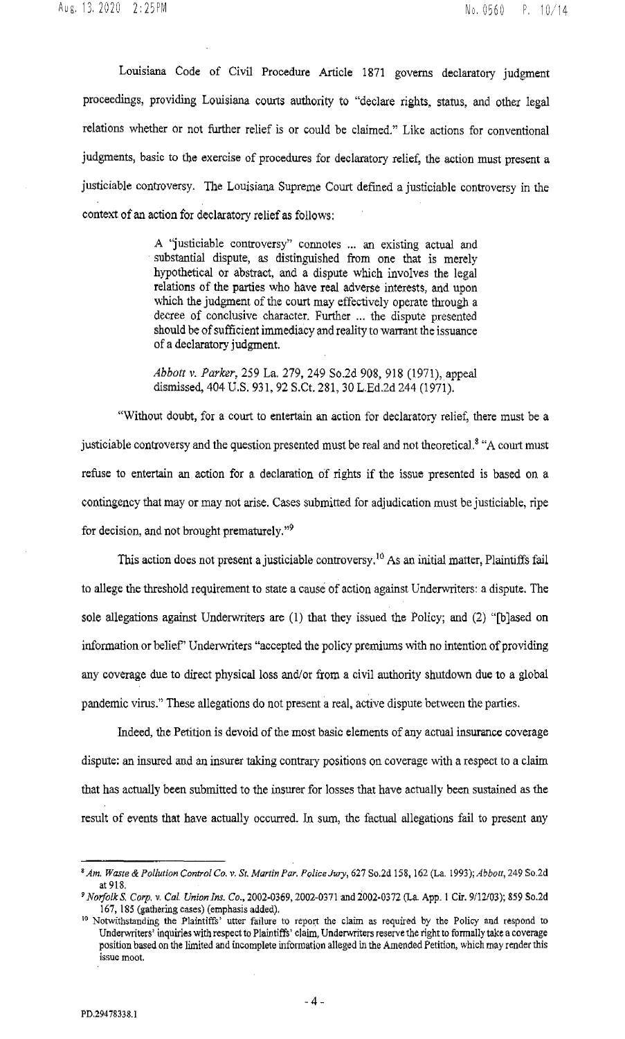Louisiana Code of Civil Procedure Article 1871 governs declaratory judgment proceedings, providing Louisiana courts authority to "declare rights, status, and other legal relations whether or not further relief is or could be claimed." Like actions for conventional judgments, basic to the exercise of procedures for declaratory relief, the action must present a justiciable controversy. The Louisiana Supreme Court defined a justiciable controversy in the context of an action for declaratory relief as follows:

> A "justiciable controversy" connotes ... an existing actual and substantial dispute, as distinguished from one that is merely hypothetical or abstract, and a dispute which involves the legal relations of the parties who have real adverse interests, and upon which the judgment of the court may effectively operate through a decree of conclusive character. Further ... the dispute presented should be of sufficient immediacy and reality to warrant the issuance of a declaratory judgment.
>
> *Abbott v. Parker*, 259 La. 279, 249 So.2d 908, 918 (1971), appeal dismissed, 404 U.S. 931, 92 S.Ct. 281, 30 L.Ed.2d 244 (1971).

"Without doubt, for a court to entertain an action for declaratory relief, there must be a justiciable controversy and the question presented must be real and not theoretical.[8] "A court must refuse to entertain an action for a declaration of rights if the issue presented is based on a contingency that may or may not arise. Cases submitted for adjudication must be justiciable, ripe for decision, and not brought prematurely."[9]

This action does not present a justiciable controversy.[10] As an initial matter, Plaintiffs fail to allege the threshold requirement to state a cause of action against Underwriters: a dispute. The sole allegations against Underwriters are (1) that they issued the Policy; and (2) "[b]ased on information or belief" Underwriters "accepted the policy premiums with no intention of providing any coverage due to direct physical loss and/or from a civil authority shutdown due to a global pandemic virus." These allegations do not present a real, active dispute between the parties.

Indeed, the Petition is devoid of the most basic elements of any actual insurance coverage dispute: an insured and an insurer taking contrary positions on coverage with a respect to a claim that has actually been submitted to the insurer for losses that have actually been sustained as the result of events that have actually occurred. In sum, the factual allegations fail to present any

---

[8] *Am. Waste & Pollution Control Co. v. St. Martin Par. Police Jury*, 627 So.2d 158, 162 (La. 1993); *Abbott*, 249 So.2d at 918.

[9] *Norfolk S. Corp. v. Cal. Union Ins. Co.*, 2002-0369, 2002-0371 and 2002-0372 (La. App. 1 Cir. 9/12/03); 859 So.2d 167, 185 (gathering cases) (emphasis added).

[10] Notwithstanding the Plaintiffs' utter failure to report the claim as required by the Policy and respond to Underwriters' inquiries with respect to Plaintiffs' claim, Underwriters reserve the right to formally take a coverage position based on the limited and incomplete information alleged in the Amended Petition, which may render this issue moot.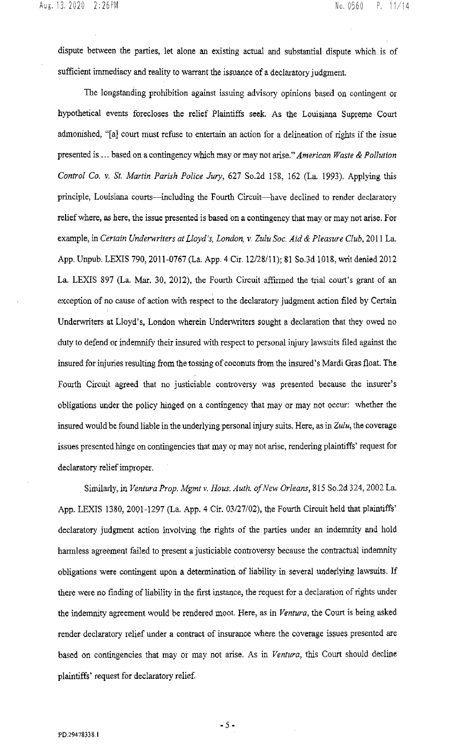dispute between the parties, let alone an existing actual and substantial dispute which is of sufficient immediacy and reality to warrant the issuance of a declaratory judgment.

The longstanding prohibition against issuing advisory opinions based on contingent or hypothetical events forecloses the relief Plaintiffs seek. As the Louisiana Supreme Court admonished, "[a] court must refuse to entertain an action for a delineation of rights if the issue presented is … based on a contingency which may or may not arise." *American Waste & Pollution Control Co. v. St. Martin Parish Police Jury*, 627 So.2d 158, 162 (La. 1993). Applying this principle, Louisiana courts—including the Fourth Circuit—have declined to render declaratory relief where, as here, the issue presented is based on a contingency that may or may not arise. For example, in *Certain Underwriters at Lloyd's, London, v. Zulu Soc. Aid & Pleasure Club*, 2011 La. App. Unpub. LEXIS 790, 2011-0767 (La. App. 4 Cir. 12/28/11); 81 So.3d 1018, writ denied 2012 La. LEXIS 897 (La. Mar. 30, 2012), the Fourth Circuit affirmed the trial court's grant of an exception of no cause of action with respect to the declaratory judgment action filed by Certain Underwriters at Lloyd's, London wherein Underwriters sought a declaration that they owed no duty to defend or indemnify their insured with respect to personal injury lawsuits filed against the insured for injuries resulting from the tossing of coconuts from the insured's Mardi Gras float. The Fourth Circuit agreed that no justiciable controversy was presented because the insurer's obligations under the policy hinged on a contingency that may or may not occur: whether the insured would be found liable in the underlying personal injury suits. Here, as in *Zulu*, the coverage issues presented hinge on contingencies that may or may not arise, rendering plaintiffs' request for declaratory relief improper.

Similarly, in *Ventura Prop. Mgmt v. Hous. Auth. of New Orleans*, 815 So.2d 324, 2002 La. App. LEXIS 1380, 2001-1297 (La. App. 4 Cir. 03/27/02), the Fourth Circuit held that plaintiffs' declaratory judgment action involving the rights of the parties under an indemnity and hold harmless agreement failed to present a justiciable controversy because the contractual indemnity obligations were contingent upon a determination of liability in several underlying lawsuits. If there were no finding of liability in the first instance, the request for a declaration of rights under the indemnity agreement would be rendered moot. Here, as in *Ventura*, the Court is being asked render declaratory relief under a contract of insurance where the coverage issues presented are based on contingencies that may or may not arise. As in *Ventura*, this Court should decline plaintiffs' request for declaratory relief.

PD.29478338.1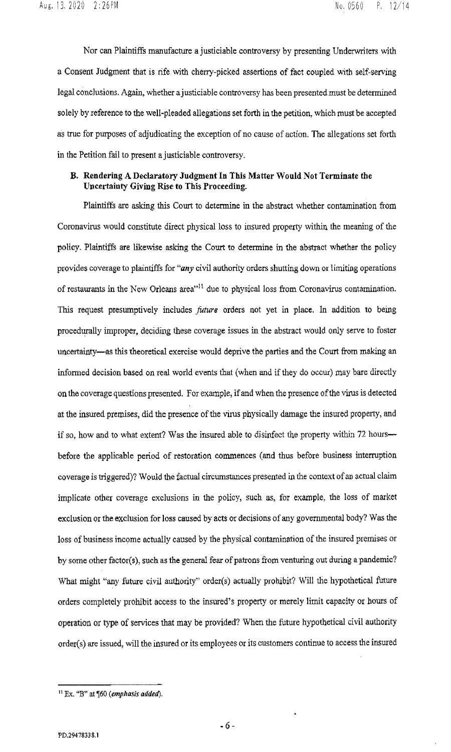Nor can Plaintiffs manufacture a justiciable controversy by presenting Underwriters with a Consent Judgment that is rife with cherry-picked assertions of fact coupled with self-serving legal conclusions. Again, whether a justiciable controversy has been presented must be determined solely by reference to the well-pleaded allegations set forth in the petition, which must be accepted as true for purposes of adjudicating the exception of no cause of action. The allegations set forth in the Petition fail to present a justiciable controversy.

**B. Rendering A Declaratory Judgment In This Matter Would Not Terminate the Uncertainty Giving Rise to This Proceeding.**

Plaintiffs are asking this Court to determine in the abstract whether contamination from Coronavirus would constitute direct physical loss to insured property within the meaning of the policy. Plaintiffs are likewise asking the Court to determine in the abstract whether the policy provides coverage to plaintiffs for "*any* civil authority orders shutting down or limiting operations of restaurants in the New Orleans area"[11] due to physical loss from Coronavirus contamination. This request presumptively includes *future* orders not yet in place. In addition to being procedurally improper, deciding these coverage issues in the abstract would only serve to foster uncertainty—as this theoretical exercise would deprive the parties and the Court from making an informed decision based on real world events that (when and if they do occur) may bare directly on the coverage questions presented. For example, if and when the presence of the virus is detected at the insured premises, did the presence of the virus physically damage the insured property, and if so, how and to what extent? Was the insured able to disinfect the property within 72 hours—before the applicable period of restoration commences (and thus before business interruption coverage is triggered)? Would the factual circumstances presented in the context of an actual claim implicate other coverage exclusions in the policy, such as, for example, the loss of market exclusion or the exclusion for loss caused by acts or decisions of any governmental body? Was the loss of business income actually caused by the physical contamination of the insured premises or by some other factor(s), such as the general fear of patrons from venturing out during a pandemic? What might "any future civil authority" order(s) actually prohibit? Will the hypothetical future orders completely prohibit access to the insured's property or merely limit capacity or hours of operation or type of services that may be provided? When the future hypothetical civil authority order(s) are issued, will the insured or its employees or its customers continue to access the insured

---

[11] Ex. "B" at ¶60 (*emphasis added*).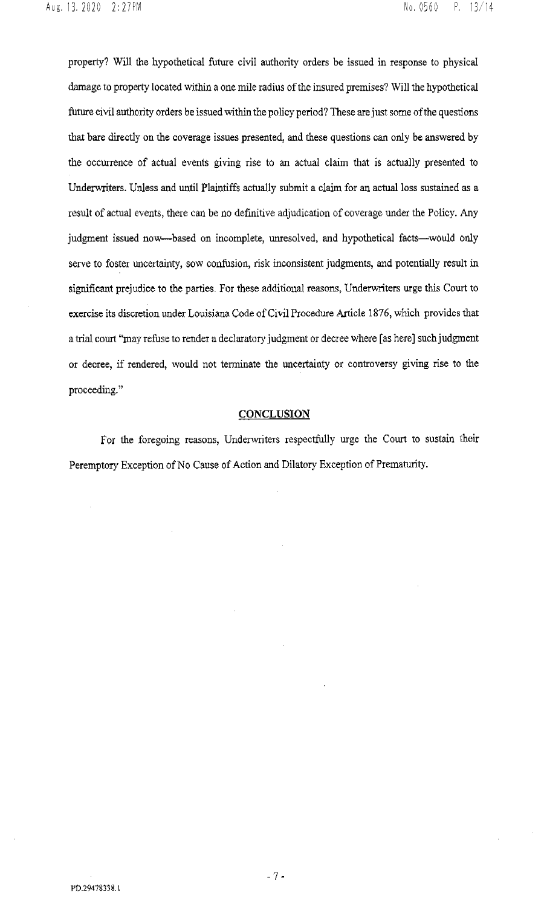property? Will the hypothetical future civil authority orders be issued in response to physical damage to property located within a one mile radius of the insured premises? Will the hypothetical future civil authority orders be issued within the policy period? These are just some of the questions that bare directly on the coverage issues presented, and these questions can only be answered by the occurrence of actual events giving rise to an actual claim that is actually presented to Underwriters. Unless and until Plaintiffs actually submit a claim for an actual loss sustained as a result of actual events, there can be no definitive adjudication of coverage under the Policy. Any judgment issued now—based on incomplete, unresolved, and hypothetical facts—would only serve to foster uncertainty, sow confusion, risk inconsistent judgments, and potentially result in significant prejudice to the parties. For these additional reasons, Underwriters urge this Court to exercise its discretion under Louisiana Code of Civil Procedure Article 1876, which provides that a trial court "may refuse to render a declaratory judgment or decree where [as here] such judgment or decree, if rendered, would not terminate the uncertainty or controversy giving rise to the proceeding."

## CONCLUSION

For the foregoing reasons, Underwriters respectfully urge the Court to sustain their Peremptory Exception of No Cause of Action and Dilatory Exception of Prematurity.

PD.29478338.1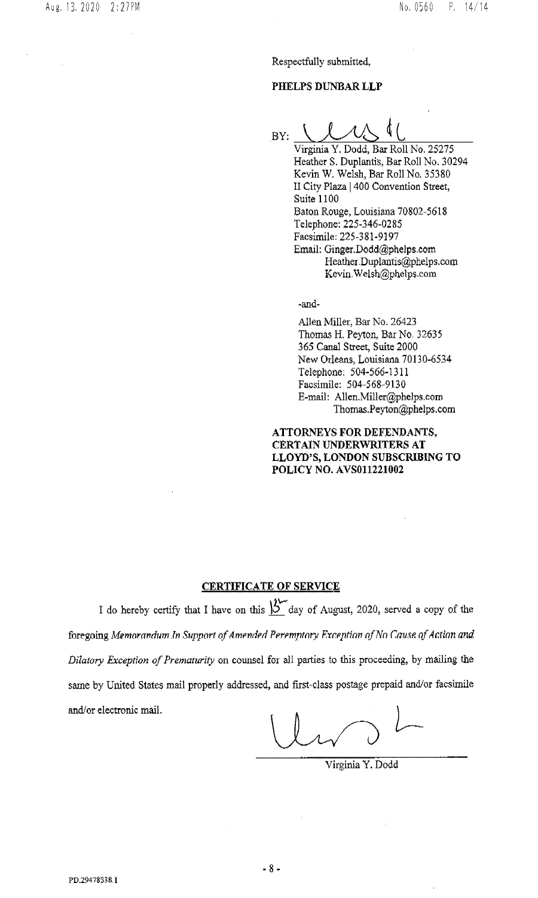Respectfully submitted,

**PHELPS DUNBAR LLP**

BY: ______________________________

Virginia Y. Dodd, Bar Roll No. 25275
Heather S. Duplantis, Bar Roll No. 30294
Kevin W. Welsh, Bar Roll No. 35380
II City Plaza | 400 Convention Street,
Suite 1100
Baton Rouge, Louisiana 70802-5618
Telephone: 225-346-0285
Facsimile: 225-381-9197
Email: Ginger.Dodd@phelps.com
Heather.Duplantis@phelps.com
Kevin.Welsh@phelps.com

-and-

Allen Miller, Bar No. 26423
Thomas H. Peyton, Bar No. 32635
365 Canal Street, Suite 2000
New Orleans, Louisiana 70130-6534
Telephone: 504-566-1311
Facsimile: 504-568-9130
E-mail: Allen.Miller@phelps.com
Thomas.Peyton@phelps.com

**ATTORNEYS FOR DEFENDANTS, CERTAIN UNDERWRITERS AT LLOYD'S, LONDON SUBSCRIBING TO POLICY NO. AVS011221002**

## CERTIFICATE OF SERVICE

I do hereby certify that I have on this 13th day of August, 2020, served a copy of the foregoing *Memorandum In Support of Amended Peremptory Exception of No Cause of Action and Dilatory Exception of Prematurity* on counsel for all parties to this proceeding, by mailing the same by United States mail properly addressed, and first-class postage prepaid and/or facsimile and/or electronic mail.

______________________________
Virginia Y. Dodd

PD.29478338.1